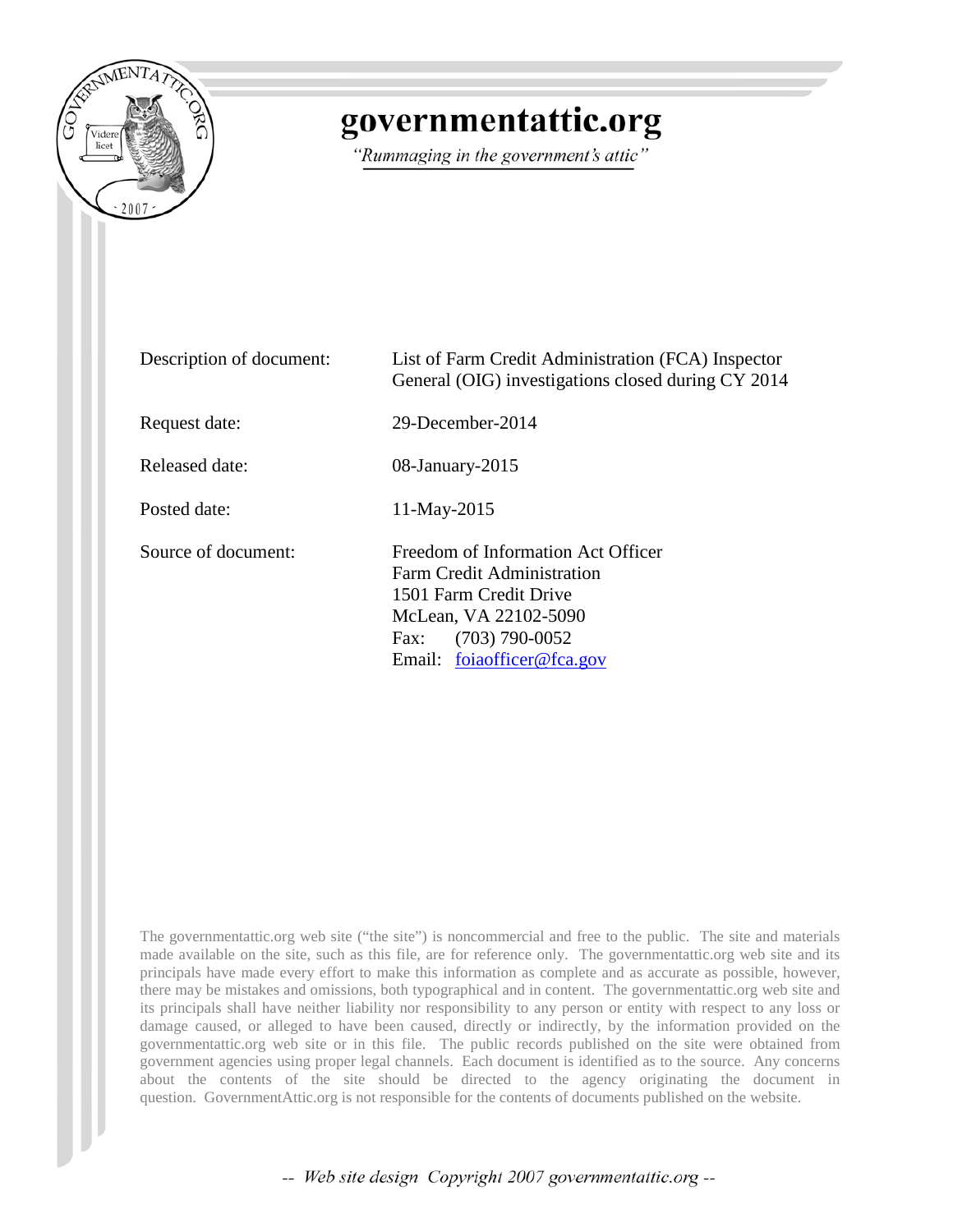# governmentattic.org

*"Rummaging in the government's attic"*

| | |
|---|---|
| Description of document: | List of Farm Credit Administration (FCA) Inspector General (OIG) investigations closed during CY 2014 |
| Request date: | 29-December-2014 |
| Released date: | 08-January-2015 |
| Posted date: | 11-May-2015 |
| Source of document: | Freedom of Information Act Officer<br>Farm Credit Administration<br>1501 Farm Credit Drive<br>McLean, VA 22102-5090<br>Fax: (703) 790-0052<br>Email: foiaofficer@fca.gov |

The governmentattic.org web site ("the site") is noncommercial and free to the public. The site and materials made available on the site, such as this file, are for reference only. The governmentattic.org web site and its principals have made every effort to make this information as complete and as accurate as possible, however, there may be mistakes and omissions, both typographical and in content. The governmentattic.org web site and its principals shall have neither liability nor responsibility to any person or entity with respect to any loss or damage caused, or alleged to have been caused, directly or indirectly, by the information provided on the governmentattic.org web site or in this file. The public records published on the site were obtained from government agencies using proper legal channels. Each document is identified as to the source. Any concerns about the contents of the site should be directed to the agency originating the document in question. GovernmentAttic.org is not responsible for the contents of documents published on the website.

-- Web site design Copyright 2007 governmentattic.org --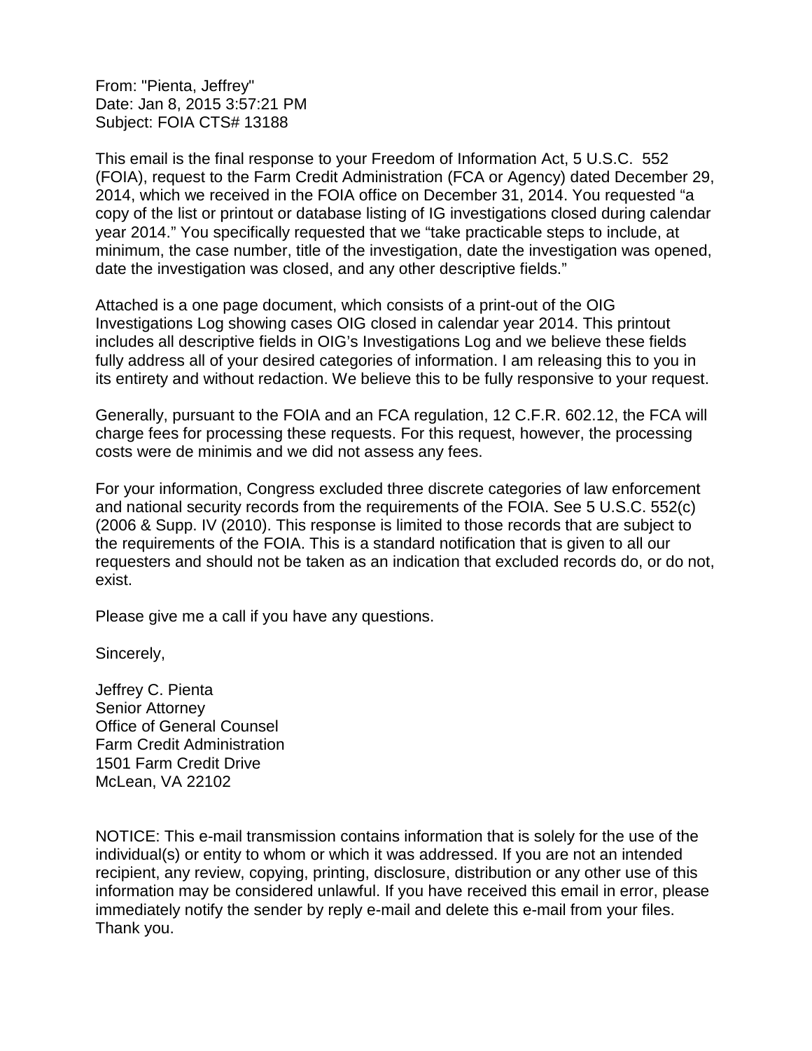From: "Pienta, Jeffrey"
Date: Jan 8, 2015 3:57:21 PM
Subject: FOIA CTS# 13188

This email is the final response to your Freedom of Information Act, 5 U.S.C. 552 (FOIA), request to the Farm Credit Administration (FCA or Agency) dated December 29, 2014, which we received in the FOIA office on December 31, 2014. You requested "a copy of the list or printout or database listing of IG investigations closed during calendar year 2014." You specifically requested that we "take practicable steps to include, at minimum, the case number, title of the investigation, date the investigation was opened, date the investigation was closed, and any other descriptive fields."

Attached is a one page document, which consists of a print-out of the OIG Investigations Log showing cases OIG closed in calendar year 2014. This printout includes all descriptive fields in OIG's Investigations Log and we believe these fields fully address all of your desired categories of information. I am releasing this to you in its entirety and without redaction. We believe this to be fully responsive to your request.

Generally, pursuant to the FOIA and an FCA regulation, 12 C.F.R. 602.12, the FCA will charge fees for processing these requests. For this request, however, the processing costs were de minimis and we did not assess any fees.

For your information, Congress excluded three discrete categories of law enforcement and national security records from the requirements of the FOIA. See 5 U.S.C. 552(c) (2006 & Supp. IV (2010). This response is limited to those records that are subject to the requirements of the FOIA. This is a standard notification that is given to all our requesters and should not be taken as an indication that excluded records do, or do not, exist.

Please give me a call if you have any questions.

Sincerely,

Jeffrey C. Pienta
Senior Attorney
Office of General Counsel
Farm Credit Administration
1501 Farm Credit Drive
McLean, VA 22102

NOTICE: This e-mail transmission contains information that is solely for the use of the individual(s) or entity to whom or which it was addressed. If you are not an intended recipient, any review, copying, printing, disclosure, distribution or any other use of this information may be considered unlawful. If you have received this email in error, please immediately notify the sender by reply e-mail and delete this e-mail from your files. Thank you.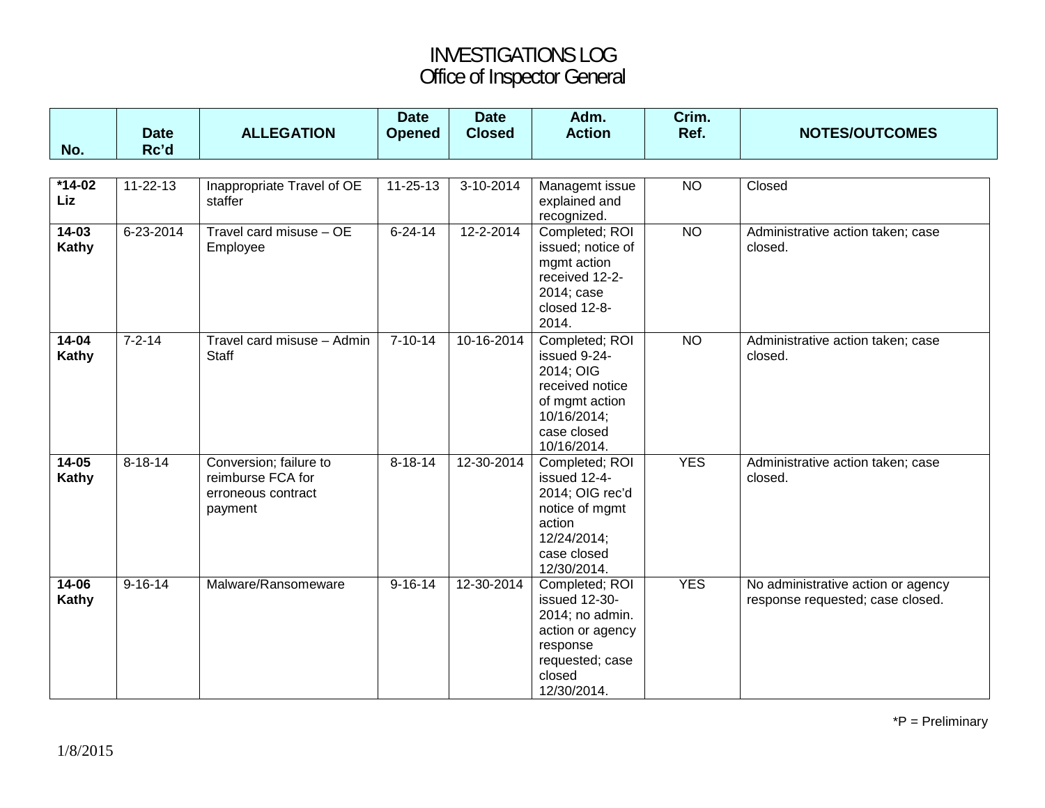# INVESTIGATIONS LOG
## Office of Inspector General

| No. | Date Rc'd | ALLEGATION | Date Opened | Date Closed | Adm. Action | Crim. Ref. | NOTES/OUTCOMES |
|---|---|---|---|---|---|---|---|
| ***14-02 Liz** | 11-22-13 | Inappropriate Travel of OE staffer | 11-25-13 | 3-10-2014 | Managemt issue explained and recognized. | NO | Closed |
| **14-03 Kathy** | 6-23-2014 | Travel card misuse – OE Employee | 6-24-14 | 12-2-2014 | Completed; ROI issued; notice of mgmt action received 12-2-2014; case closed 12-8-2014. | NO | Administrative action taken; case closed. |
| **14-04 Kathy** | 7-2-14 | Travel card misuse – Admin Staff | 7-10-14 | 10-16-2014 | Completed; ROI issued 9-24-2014; OIG received notice of mgmt action 10/16/2014; case closed 10/16/2014. | NO | Administrative action taken; case closed. |
| **14-05 Kathy** | 8-18-14 | Conversion; failure to reimburse FCA for erroneous contract payment | 8-18-14 | 12-30-2014 | Completed; ROI issued 12-4-2014; OIG rec'd notice of mgmt action 12/24/2014; case closed 12/30/2014. | YES | Administrative action taken; case closed. |
| **14-06 Kathy** | 9-16-14 | Malware/Ransomeware | 9-16-14 | 12-30-2014 | Completed; ROI issued 12-30-2014; no admin. action or agency response requested; case closed 12/30/2014. | YES | No administrative action or agency response requested; case closed. |

*P = Preliminary

1/8/2015